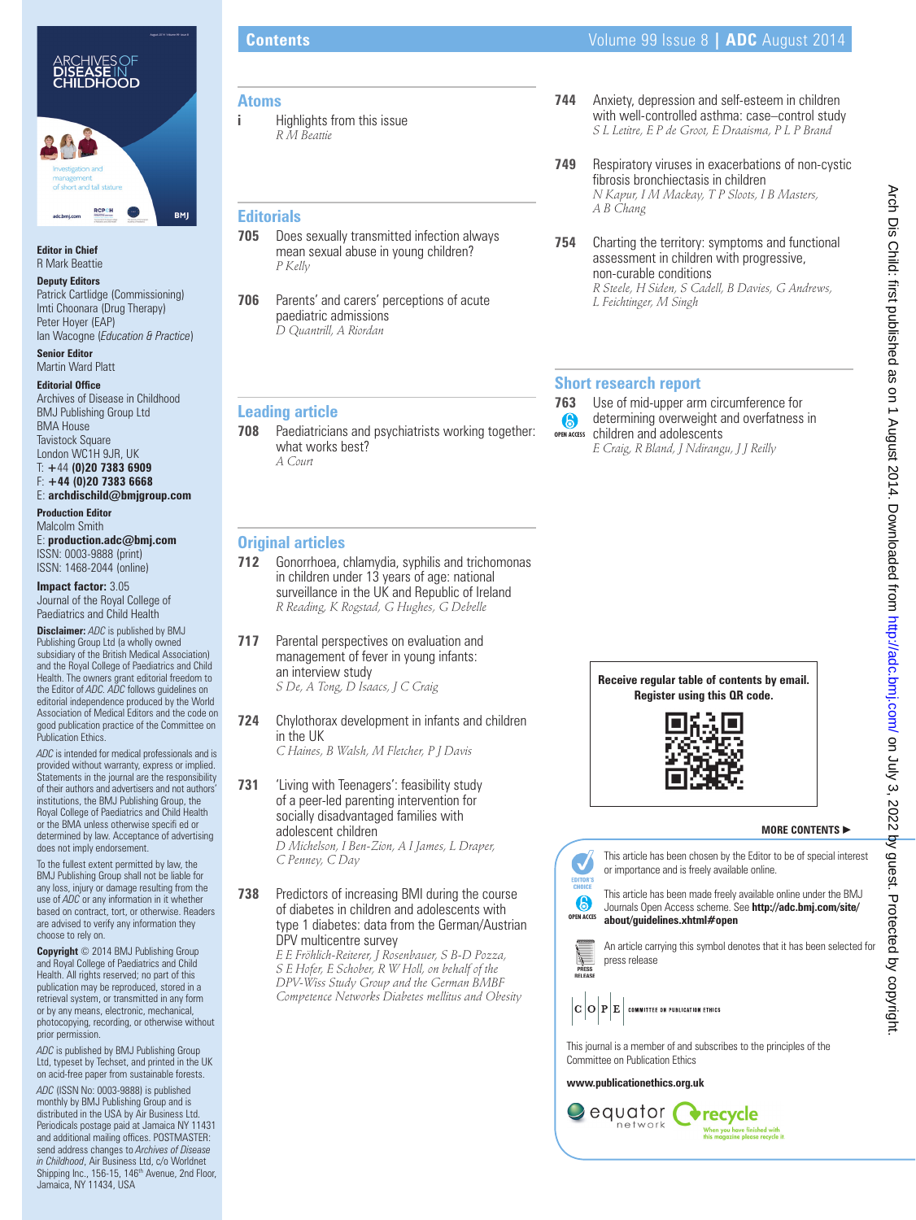# Contents

## Atoms

**i** Highlights from this issue
*R M Beattie*

## Editorials

**705** Does sexually transmitted infection always mean sexual abuse in young children?
*P Kelly*

**706** Parents' and carers' perceptions of acute paediatric admissions
*D Quantrill, A Riordan*

## Leading article

**708** Paediatricians and psychiatrists working together: what works best?
*A Court*

## Original articles

**712** Gonorrhoea, chlamydia, syphilis and trichomonas in children under 13 years of age: national surveillance in the UK and Republic of Ireland
*R Reading, K Rogstad, G Hughes, G Debelle*

**717** Parental perspectives on evaluation and management of fever in young infants: an interview study
*S De, A Tong, D Isaacs, J C Craig*

**724** Chylothorax development in infants and children in the UK
*C Haines, B Walsh, M Fletcher, P J Davis*

**731** 'Living with Teenagers': feasibility study of a peer-led parenting intervention for socially disadvantaged families with adolescent children
*D Michelson, I Ben-Zion, A I James, L Draper, C Penney, C Day*

**738** Predictors of increasing BMI during the course of diabetes in children and adolescents with type 1 diabetes: data from the German/Austrian DPV multicentre survey
*E E Fröhlich-Reiterer, J Rosenbauer, S B-D Pozza, S E Hofer, E Schober, R W Holl, on behalf of the DPV-Wiss Study Group and the German BMBF Competence Networks Diabetes mellitus and Obesity*

**744** Anxiety, depression and self-esteem in children with well-controlled asthma: case–control study
*S L Letitre, E P de Groot, E Draaisma, P L P Brand*

**749** Respiratory viruses in exacerbations of non-cystic fibrosis bronchiectasis in children
*N Kapur, I M Mackay, T P Sloots, I B Masters, A B Chang*

**754** Charting the territory: symptoms and functional assessment in children with progressive, non-curable conditions
*R Steele, H Siden, S Cadell, B Davies, G Andrews, L Feichtinger, M Singh*

## Short research report

**763** (OPEN ACCESS) Use of mid-upper arm circumference for determining overweight and overfatness in children and adolescents
*E Craig, R Bland, J Ndirangu, J J Reilly*

**Receive regular table of contents by email. Register using this QR code.**

**MORE CONTENTS ►**

EDITOR'S CHOICE — This article has been chosen by the Editor to be of special interest or importance and is freely available online.

OPEN ACCESS — This article has been made freely available online under the BMJ Journals Open Access scheme. See **http://adc.bmj.com/site/about/guidelines.xhtml#open**

PRESS RELEASE — An article carrying this symbol denotes that it has been selected for press release

COPE COMMITTEE ON PUBLICATION ETHICS

This journal is a member of and subscribes to the principles of the Committee on Publication Ethics

**www.publicationethics.org.uk**

equator network — recycle: When you have finished with this magazine please recycle it

---

**Editor in Chief**
R Mark Beattie

**Deputy Editors**
Patrick Cartlidge (Commissioning)
Imti Choonara (Drug Therapy)
Peter Hoyer (EAP)
Ian Wacogne (*Education & Practice*)

**Senior Editor**
Martin Ward Platt

**Editorial Office**
Archives of Disease in Childhood
BMJ Publishing Group Ltd
BMA House
Tavistock Square
London WC1H 9JR, UK
T: **+44 (0)20 7383 6909**
F: **+44 (0)20 7383 6668**
E: **archdischild@bmjgroup.com**

**Production Editor**
Malcolm Smith
E: **production.adc@bmj.com**
ISSN: 0003-9888 (print)
ISSN: 1468-2044 (online)

**Impact factor:** 3.05
Journal of the Royal College of Paediatrics and Child Health

**Disclaimer:** *ADC* is published by BMJ Publishing Group Ltd (a wholly owned subsidiary of the British Medical Association) and the Royal College of Paediatrics and Child Health. The owners grant editorial freedom to the Editor of *ADC*. *ADC* follows guidelines on editorial independence produced by the World Association of Medical Editors and the code on good publication practice of the Committee on Publication Ethics.

*ADC* is intended for medical professionals and is provided without warranty, express or implied. Statements in the journal are the responsibility of their authors and advertisers and not authors' institutions, the BMJ Publishing Group, the Royal College of Paediatrics and Child Health or the BMA unless otherwise specifi ed or determined by law. Acceptance of advertising does not imply endorsement.

To the fullest extent permitted by law, the BMJ Publishing Group shall not be liable for any loss, injury or damage resulting from the use of *ADC* or any information in it whether based on contract, tort, or otherwise. Readers are advised to verify any information they choose to rely on.

**Copyright** © 2014 BMJ Publishing Group and Royal College of Paediatrics and Child Health. All rights reserved; no part of this publication may be reproduced, stored in a retrieval system, or transmitted in any form or by any means, electronic, mechanical, photocopying, recording, or otherwise without prior permission.

*ADC* is published by BMJ Publishing Group Ltd, typeset by Techset, and printed in the UK on acid-free paper from sustainable forests.

*ADC* (ISSN No: 0003-9888) is published monthly by BMJ Publishing Group and is distributed in the USA by Air Business Ltd. Periodicals postage paid at Jamaica NY 11431 and additional mailing offices. POSTMASTER: send address changes to *Archives of Disease in Childhood*, Air Business Ltd, c/o Worldnet Shipping Inc., 156-15, 146th Avenue, 2nd Floor, Jamaica, NY 11434, USA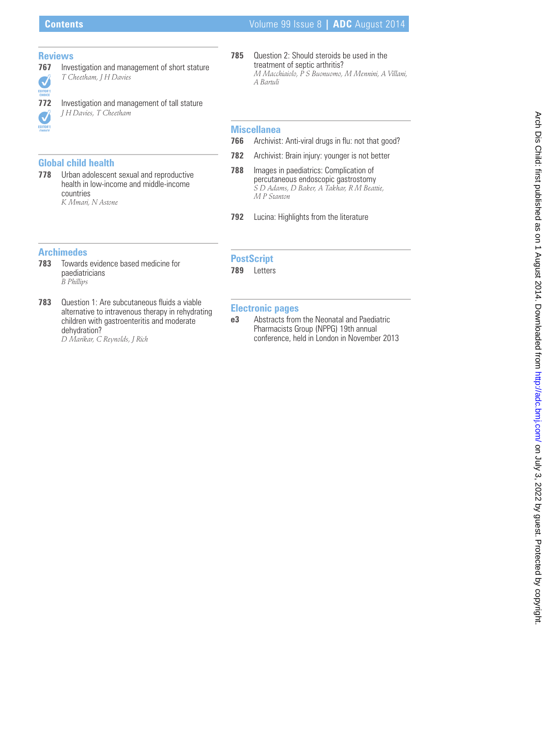# Contents

## Reviews

**767** Investigation and management of short stature
*T Cheetham, J H Davies*

EDITOR'S CHOICE

**772** Investigation and management of tall stature
*J H Davies, T Cheetham*

EDITOR'S CHOICE

## Global child health

**778** Urban adolescent sexual and reproductive health in low-income and middle-income countries
*K Mmari, N Astone*

## Archimedes

**783** Towards evidence based medicine for paediatricians
*B Phillips*

**783** Question 1: Are subcutaneous fluids a viable alternative to intravenous therapy in rehydrating children with gastroenteritis and moderate dehydration?
*D Marikar, C Reynolds, J Rich*

**785** Question 2: Should steroids be used in the treatment of septic arthritis?
*M Macchiaiolo, P S Buonuomo, M Mennini, A Villani, A Bartuli*

## Miscellanea

**766** Archivist: Anti-viral drugs in flu: not that good?

**782** Archivist: Brain injury: younger is not better

**788** Images in paediatrics: Complication of percutaneous endoscopic gastrostomy
*S D Adams, D Baker, A Takhar, R M Beattie, M P Stanton*

**792** Lucina: Highlights from the literature

## PostScript

**789** Letters

## Electronic pages

**e3** Abstracts from the Neonatal and Paediatric Pharmacists Group (NPPG) 19th annual conference, held in London in November 2013